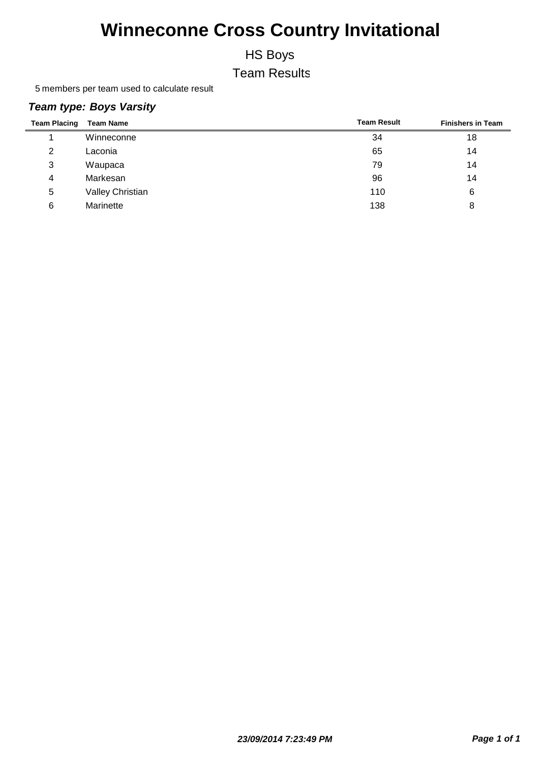# Winneconne Cross Country Invitational

## HS Boys

## Team Results

5 members per team used to calculate result

***Team type: Boys Varsity***

| Team Placing | Team Name | Team Result | Finishers in Team |
|---|---|---|---|
| 1 | Winneconne | 34 | 18 |
| 2 | Laconia | 65 | 14 |
| 3 | Waupaca | 79 | 14 |
| 4 | Markesan | 96 | 14 |
| 5 | Valley Christian | 110 | 6 |
| 6 | Marinette | 138 | 8 |

***23/09/2014 7:23:49 PM***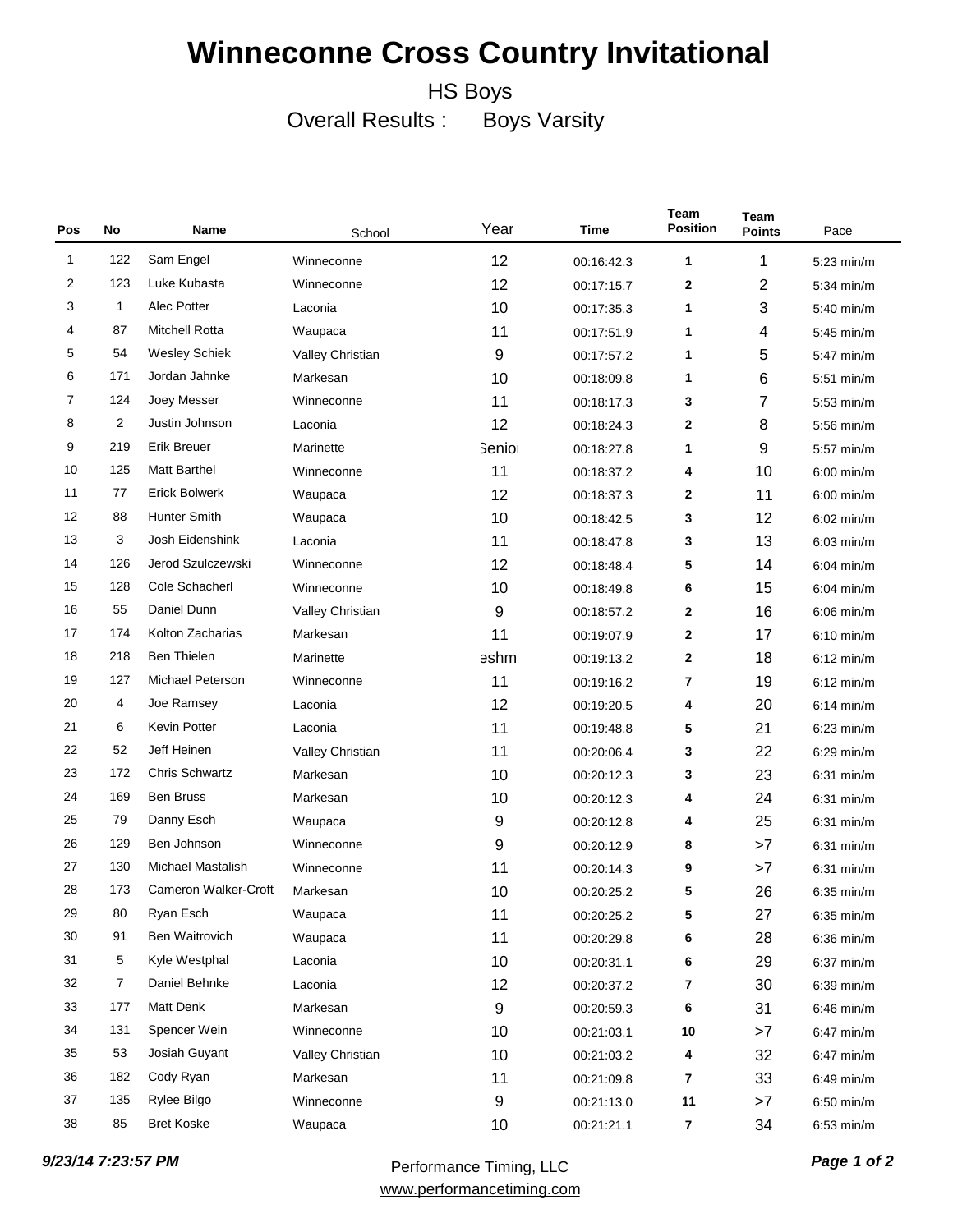# Winneconne Cross Country Invitational

HS Boys

Overall Results : Boys Varsity

| Pos | No | Name | School | Year | Time | Team Position | Team Points | Pace |
|---|---|---|---|---|---|---|---|---|
| 1 | 122 | Sam Engel | Winneconne | 12 | 00:16:42.3 | 1 | 1 | 5:23 min/m |
| 2 | 123 | Luke Kubasta | Winneconne | 12 | 00:17:15.7 | 2 | 2 | 5:34 min/m |
| 3 | 1 | Alec Potter | Laconia | 10 | 00:17:35.3 | 1 | 3 | 5:40 min/m |
| 4 | 87 | Mitchell Rotta | Waupaca | 11 | 00:17:51.9 | 1 | 4 | 5:45 min/m |
| 5 | 54 | Wesley Schiek | Valley Christian | 9 | 00:17:57.2 | 1 | 5 | 5:47 min/m |
| 6 | 171 | Jordan Jahnke | Markesan | 10 | 00:18:09.8 | 1 | 6 | 5:51 min/m |
| 7 | 124 | Joey Messer | Winneconne | 11 | 00:18:17.3 | 3 | 7 | 5:53 min/m |
| 8 | 2 | Justin Johnson | Laconia | 12 | 00:18:24.3 | 2 | 8 | 5:56 min/m |
| 9 | 219 | Erik Breuer | Marinette | Senior | 00:18:27.8 | 1 | 9 | 5:57 min/m |
| 10 | 125 | Matt Barthel | Winneconne | 11 | 00:18:37.2 | 4 | 10 | 6:00 min/m |
| 11 | 77 | Erick Bolwerk | Waupaca | 12 | 00:18:37.3 | 2 | 11 | 6:00 min/m |
| 12 | 88 | Hunter Smith | Waupaca | 10 | 00:18:42.5 | 3 | 12 | 6:02 min/m |
| 13 | 3 | Josh Eidenshink | Laconia | 11 | 00:18:47.8 | 3 | 13 | 6:03 min/m |
| 14 | 126 | Jerod Szulczewski | Winneconne | 12 | 00:18:48.4 | 5 | 14 | 6:04 min/m |
| 15 | 128 | Cole Schacherl | Winneconne | 10 | 00:18:49.8 | 6 | 15 | 6:04 min/m |
| 16 | 55 | Daniel Dunn | Valley Christian | 9 | 00:18:57.2 | 2 | 16 | 6:06 min/m |
| 17 | 174 | Kolton Zacharias | Markesan | 11 | 00:19:07.9 | 2 | 17 | 6:10 min/m |
| 18 | 218 | Ben Thielen | Marinette | eshm | 00:19:13.2 | 2 | 18 | 6:12 min/m |
| 19 | 127 | Michael Peterson | Winneconne | 11 | 00:19:16.2 | 7 | 19 | 6:12 min/m |
| 20 | 4 | Joe Ramsey | Laconia | 12 | 00:19:20.5 | 4 | 20 | 6:14 min/m |
| 21 | 6 | Kevin Potter | Laconia | 11 | 00:19:48.8 | 5 | 21 | 6:23 min/m |
| 22 | 52 | Jeff Heinen | Valley Christian | 11 | 00:20:06.4 | 3 | 22 | 6:29 min/m |
| 23 | 172 | Chris Schwartz | Markesan | 10 | 00:20:12.3 | 3 | 23 | 6:31 min/m |
| 24 | 169 | Ben Bruss | Markesan | 10 | 00:20:12.3 | 4 | 24 | 6:31 min/m |
| 25 | 79 | Danny Esch | Waupaca | 9 | 00:20:12.8 | 4 | 25 | 6:31 min/m |
| 26 | 129 | Ben Johnson | Winneconne | 9 | 00:20:12.9 | 8 | >7 | 6:31 min/m |
| 27 | 130 | Michael Mastalish | Winneconne | 11 | 00:20:14.3 | 9 | >7 | 6:31 min/m |
| 28 | 173 | Cameron Walker-Croft | Markesan | 10 | 00:20:25.2 | 5 | 26 | 6:35 min/m |
| 29 | 80 | Ryan Esch | Waupaca | 11 | 00:20:25.2 | 5 | 27 | 6:35 min/m |
| 30 | 91 | Ben Waitrovich | Waupaca | 11 | 00:20:29.8 | 6 | 28 | 6:36 min/m |
| 31 | 5 | Kyle Westphal | Laconia | 10 | 00:20:31.1 | 6 | 29 | 6:37 min/m |
| 32 | 7 | Daniel Behnke | Laconia | 12 | 00:20:37.2 | 7 | 30 | 6:39 min/m |
| 33 | 177 | Matt Denk | Markesan | 9 | 00:20:59.3 | 6 | 31 | 6:46 min/m |
| 34 | 131 | Spencer Wein | Winneconne | 10 | 00:21:03.1 | 10 | >7 | 6:47 min/m |
| 35 | 53 | Josiah Guyant | Valley Christian | 10 | 00:21:03.2 | 4 | 32 | 6:47 min/m |
| 36 | 182 | Cody Ryan | Markesan | 11 | 00:21:09.8 | 7 | 33 | 6:49 min/m |
| 37 | 135 | Rylee Bilgo | Winneconne | 9 | 00:21:13.0 | 11 | >7 | 6:50 min/m |
| 38 | 85 | Bret Koske | Waupaca | 10 | 00:21:21.1 | 7 | 34 | 6:53 min/m |

*9/23/14 7:23:57 PM*

Performance Timing, LLC
www.performancetiming.com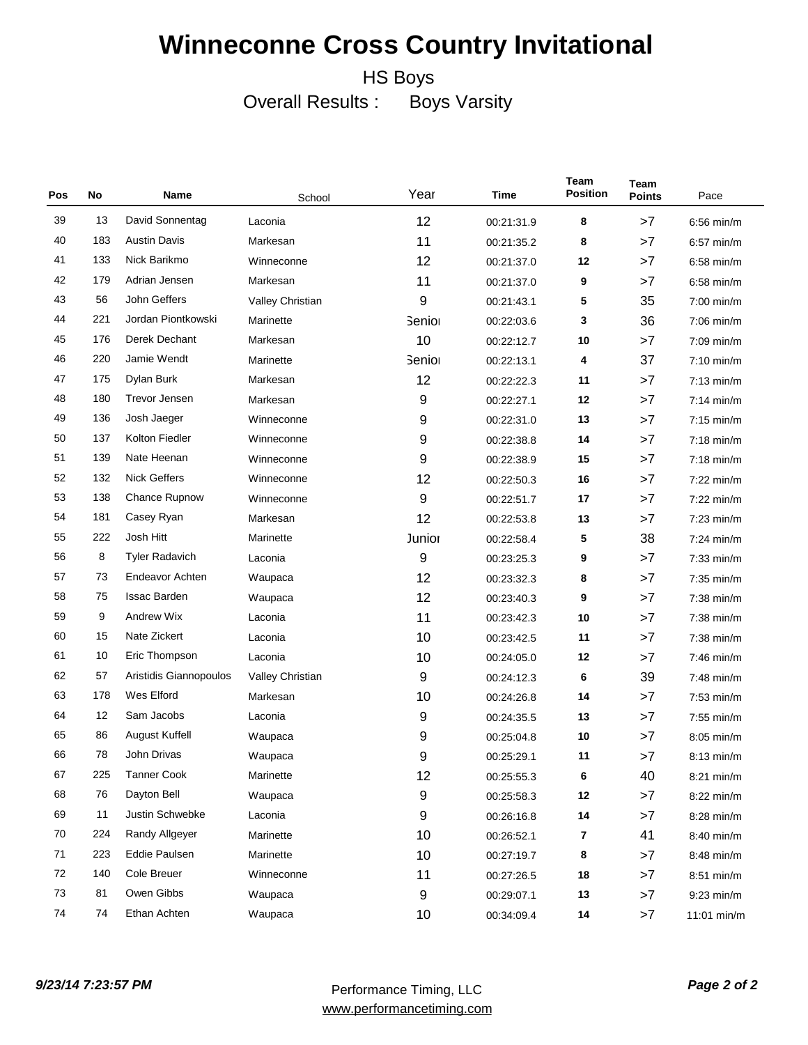# Winneconne Cross Country Invitational

HS Boys

Overall Results : Boys Varsity

| Pos | No | Name | School | Year | Time | Team Position | Team Points | Pace |
|---|---|---|---|---|---|---|---|---|
| 39 | 13 | David Sonnentag | Laconia | 12 | 00:21:31.9 | 8 | >7 | 6:56 min/m |
| 40 | 183 | Austin Davis | Markesan | 11 | 00:21:35.2 | 8 | >7 | 6:57 min/m |
| 41 | 133 | Nick Barikmo | Winneconne | 12 | 00:21:37.0 | 12 | >7 | 6:58 min/m |
| 42 | 179 | Adrian Jensen | Markesan | 11 | 00:21:37.0 | 9 | >7 | 6:58 min/m |
| 43 | 56 | John Geffers | Valley Christian | 9 | 00:21:43.1 | 5 | 35 | 7:00 min/m |
| 44 | 221 | Jordan Piontkowski | Marinette | Senior | 00:22:03.6 | 3 | 36 | 7:06 min/m |
| 45 | 176 | Derek Dechant | Markesan | 10 | 00:22:12.7 | 10 | >7 | 7:09 min/m |
| 46 | 220 | Jamie Wendt | Marinette | Senior | 00:22:13.1 | 4 | 37 | 7:10 min/m |
| 47 | 175 | Dylan Burk | Markesan | 12 | 00:22:22.3 | 11 | >7 | 7:13 min/m |
| 48 | 180 | Trevor Jensen | Markesan | 9 | 00:22:27.1 | 12 | >7 | 7:14 min/m |
| 49 | 136 | Josh Jaeger | Winneconne | 9 | 00:22:31.0 | 13 | >7 | 7:15 min/m |
| 50 | 137 | Kolton Fiedler | Winneconne | 9 | 00:22:38.8 | 14 | >7 | 7:18 min/m |
| 51 | 139 | Nate Heenan | Winneconne | 9 | 00:22:38.9 | 15 | >7 | 7:18 min/m |
| 52 | 132 | Nick Geffers | Winneconne | 12 | 00:22:50.3 | 16 | >7 | 7:22 min/m |
| 53 | 138 | Chance Rupnow | Winneconne | 9 | 00:22:51.7 | 17 | >7 | 7:22 min/m |
| 54 | 181 | Casey Ryan | Markesan | 12 | 00:22:53.8 | 13 | >7 | 7:23 min/m |
| 55 | 222 | Josh Hitt | Marinette | Junior | 00:22:58.4 | 5 | 38 | 7:24 min/m |
| 56 | 8 | Tyler Radavich | Laconia | 9 | 00:23:25.3 | 9 | >7 | 7:33 min/m |
| 57 | 73 | Endeavor Achten | Waupaca | 12 | 00:23:32.3 | 8 | >7 | 7:35 min/m |
| 58 | 75 | Issac Barden | Waupaca | 12 | 00:23:40.3 | 9 | >7 | 7:38 min/m |
| 59 | 9 | Andrew Wix | Laconia | 11 | 00:23:42.3 | 10 | >7 | 7:38 min/m |
| 60 | 15 | Nate Zickert | Laconia | 10 | 00:23:42.5 | 11 | >7 | 7:38 min/m |
| 61 | 10 | Eric Thompson | Laconia | 10 | 00:24:05.0 | 12 | >7 | 7:46 min/m |
| 62 | 57 | Aristidis Giannopoulos | Valley Christian | 9 | 00:24:12.3 | 6 | 39 | 7:48 min/m |
| 63 | 178 | Wes Elford | Markesan | 10 | 00:24:26.8 | 14 | >7 | 7:53 min/m |
| 64 | 12 | Sam Jacobs | Laconia | 9 | 00:24:35.5 | 13 | >7 | 7:55 min/m |
| 65 | 86 | August Kuffell | Waupaca | 9 | 00:25:04.8 | 10 | >7 | 8:05 min/m |
| 66 | 78 | John Drivas | Waupaca | 9 | 00:25:29.1 | 11 | >7 | 8:13 min/m |
| 67 | 225 | Tanner Cook | Marinette | 12 | 00:25:55.3 | 6 | 40 | 8:21 min/m |
| 68 | 76 | Dayton Bell | Waupaca | 9 | 00:25:58.3 | 12 | >7 | 8:22 min/m |
| 69 | 11 | Justin Schwebke | Laconia | 9 | 00:26:16.8 | 14 | >7 | 8:28 min/m |
| 70 | 224 | Randy Allgeyer | Marinette | 10 | 00:26:52.1 | 7 | 41 | 8:40 min/m |
| 71 | 223 | Eddie Paulsen | Marinette | 10 | 00:27:19.7 | 8 | >7 | 8:48 min/m |
| 72 | 140 | Cole Breuer | Winneconne | 11 | 00:27:26.5 | 18 | >7 | 8:51 min/m |
| 73 | 81 | Owen Gibbs | Waupaca | 9 | 00:29:07.1 | 13 | >7 | 9:23 min/m |
| 74 | 74 | Ethan Achten | Waupaca | 10 | 00:34:09.4 | 14 | >7 | 11:01 min/m |

*9/23/14 7:23:57 PM*

Performance Timing, LLC
www.performancetiming.com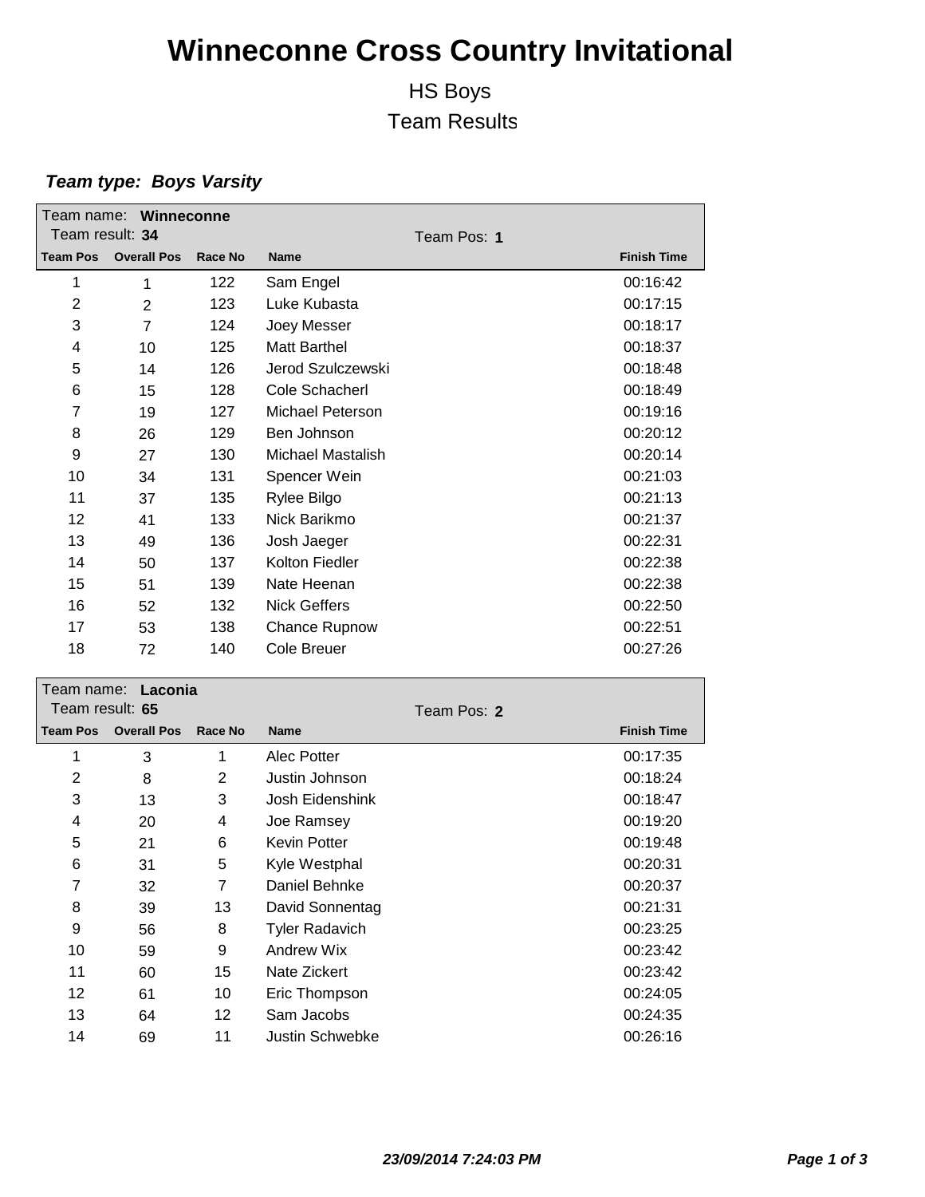# Winneconne Cross Country Invitational

## HS Boys

## Team Results

***Team type: Boys Varsity***

Team name: **Winneconne**
Team result: **34** — Team Pos: **1**

| Team Pos | Overall Pos | Race No | Name | Finish Time |
|---|---|---|---|---|
| 1 | 1 | 122 | Sam Engel | 00:16:42 |
| 2 | 2 | 123 | Luke Kubasta | 00:17:15 |
| 3 | 7 | 124 | Joey Messer | 00:18:17 |
| 4 | 10 | 125 | Matt Barthel | 00:18:37 |
| 5 | 14 | 126 | Jerod Szulczewski | 00:18:48 |
| 6 | 15 | 128 | Cole Schacherl | 00:18:49 |
| 7 | 19 | 127 | Michael Peterson | 00:19:16 |
| 8 | 26 | 129 | Ben Johnson | 00:20:12 |
| 9 | 27 | 130 | Michael Mastalish | 00:20:14 |
| 10 | 34 | 131 | Spencer Wein | 00:21:03 |
| 11 | 37 | 135 | Rylee Bilgo | 00:21:13 |
| 12 | 41 | 133 | Nick Barikmo | 00:21:37 |
| 13 | 49 | 136 | Josh Jaeger | 00:22:31 |
| 14 | 50 | 137 | Kolton Fiedler | 00:22:38 |
| 15 | 51 | 139 | Nate Heenan | 00:22:38 |
| 16 | 52 | 132 | Nick Geffers | 00:22:50 |
| 17 | 53 | 138 | Chance Rupnow | 00:22:51 |
| 18 | 72 | 140 | Cole Breuer | 00:27:26 |

Team name: **Laconia**
Team result: **65** — Team Pos: **2**

| Team Pos | Overall Pos | Race No | Name | Finish Time |
|---|---|---|---|---|
| 1 | 3 | 1 | Alec Potter | 00:17:35 |
| 2 | 8 | 2 | Justin Johnson | 00:18:24 |
| 3 | 13 | 3 | Josh Eidenshink | 00:18:47 |
| 4 | 20 | 4 | Joe Ramsey | 00:19:20 |
| 5 | 21 | 6 | Kevin Potter | 00:19:48 |
| 6 | 31 | 5 | Kyle Westphal | 00:20:31 |
| 7 | 32 | 7 | Daniel Behnke | 00:20:37 |
| 8 | 39 | 13 | David Sonnentag | 00:21:31 |
| 9 | 56 | 8 | Tyler Radavich | 00:23:25 |
| 10 | 59 | 9 | Andrew Wix | 00:23:42 |
| 11 | 60 | 15 | Nate Zickert | 00:23:42 |
| 12 | 61 | 10 | Eric Thompson | 00:24:05 |
| 13 | 64 | 12 | Sam Jacobs | 00:24:35 |
| 14 | 69 | 11 | Justin Schwebke | 00:26:16 |

***23/09/2014 7:24:03 PM***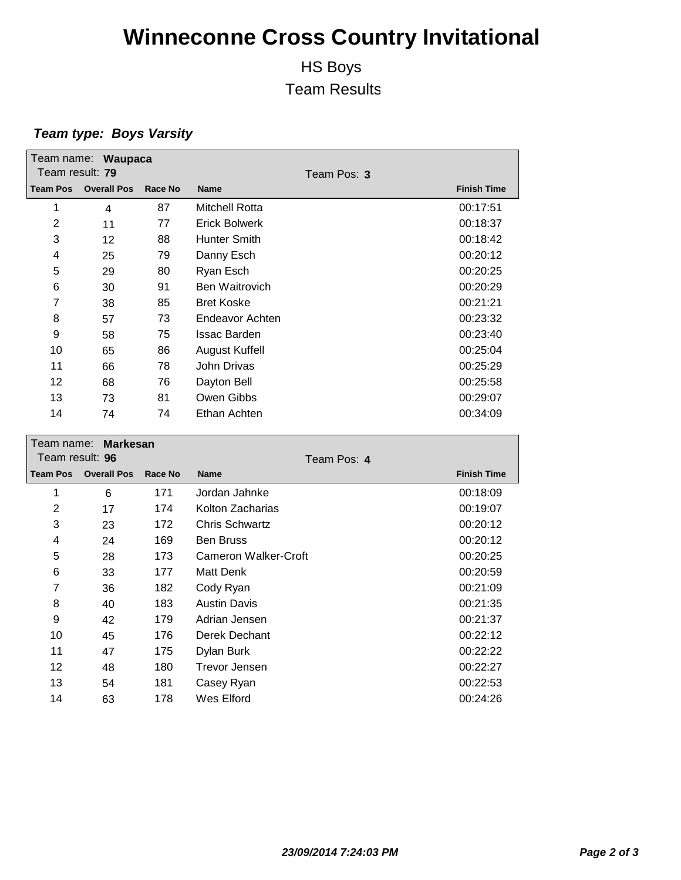# Winneconne Cross Country Invitational

HS Boys

Team Results

***Team type: Boys Varsity***

Team name: **Waupaca**
Team result: **79** Team Pos: **3**

| Team Pos | Overall Pos | Race No | Name | Finish Time |
|---|---|---|---|---|
| 1 | 4 | 87 | Mitchell Rotta | 00:17:51 |
| 2 | 11 | 77 | Erick Bolwerk | 00:18:37 |
| 3 | 12 | 88 | Hunter Smith | 00:18:42 |
| 4 | 25 | 79 | Danny Esch | 00:20:12 |
| 5 | 29 | 80 | Ryan Esch | 00:20:25 |
| 6 | 30 | 91 | Ben Waitrovich | 00:20:29 |
| 7 | 38 | 85 | Bret Koske | 00:21:21 |
| 8 | 57 | 73 | Endeavor Achten | 00:23:32 |
| 9 | 58 | 75 | Issac Barden | 00:23:40 |
| 10 | 65 | 86 | August Kuffell | 00:25:04 |
| 11 | 66 | 78 | John Drivas | 00:25:29 |
| 12 | 68 | 76 | Dayton Bell | 00:25:58 |
| 13 | 73 | 81 | Owen Gibbs | 00:29:07 |
| 14 | 74 | 74 | Ethan Achten | 00:34:09 |

Team name: **Markesan**
Team result: **96** Team Pos: **4**

| Team Pos | Overall Pos | Race No | Name | Finish Time |
|---|---|---|---|---|
| 1 | 6 | 171 | Jordan Jahnke | 00:18:09 |
| 2 | 17 | 174 | Kolton Zacharias | 00:19:07 |
| 3 | 23 | 172 | Chris Schwartz | 00:20:12 |
| 4 | 24 | 169 | Ben Bruss | 00:20:12 |
| 5 | 28 | 173 | Cameron Walker-Croft | 00:20:25 |
| 6 | 33 | 177 | Matt Denk | 00:20:59 |
| 7 | 36 | 182 | Cody Ryan | 00:21:09 |
| 8 | 40 | 183 | Austin Davis | 00:21:35 |
| 9 | 42 | 179 | Adrian Jensen | 00:21:37 |
| 10 | 45 | 176 | Derek Dechant | 00:22:12 |
| 11 | 47 | 175 | Dylan Burk | 00:22:22 |
| 12 | 48 | 180 | Trevor Jensen | 00:22:27 |
| 13 | 54 | 181 | Casey Ryan | 00:22:53 |
| 14 | 63 | 178 | Wes Elford | 00:24:26 |

***23/09/2014 7:24:03 PM***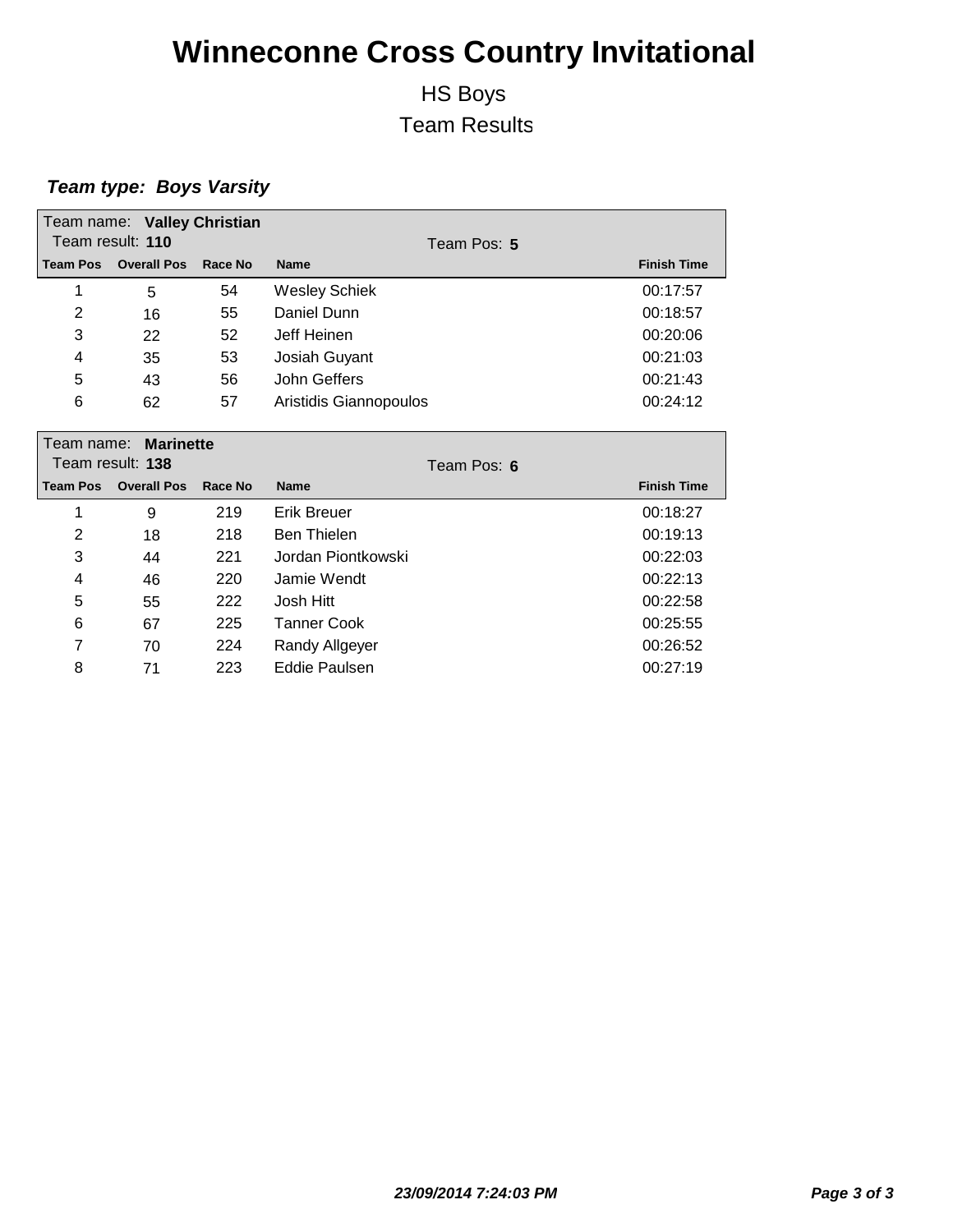# Winneconne Cross Country Invitational

HS Boys

Team Results

***Team type: Boys Varsity***

Team name: **Valley Christian**

Team result: **110** Team Pos: **5**

| Team Pos | Overall Pos | Race No | Name | Finish Time |
|---|---|---|---|---|
| 1 | 5 | 54 | Wesley Schiek | 00:17:57 |
| 2 | 16 | 55 | Daniel Dunn | 00:18:57 |
| 3 | 22 | 52 | Jeff Heinen | 00:20:06 |
| 4 | 35 | 53 | Josiah Guyant | 00:21:03 |
| 5 | 43 | 56 | John Geffers | 00:21:43 |
| 6 | 62 | 57 | Aristidis Giannopoulos | 00:24:12 |

Team name: **Marinette**

Team result: **138** Team Pos: **6**

| Team Pos | Overall Pos | Race No | Name | Finish Time |
|---|---|---|---|---|
| 1 | 9 | 219 | Erik Breuer | 00:18:27 |
| 2 | 18 | 218 | Ben Thielen | 00:19:13 |
| 3 | 44 | 221 | Jordan Piontkowski | 00:22:03 |
| 4 | 46 | 220 | Jamie Wendt | 00:22:13 |
| 5 | 55 | 222 | Josh Hitt | 00:22:58 |
| 6 | 67 | 225 | Tanner Cook | 00:25:55 |
| 7 | 70 | 224 | Randy Allgeyer | 00:26:52 |
| 8 | 71 | 223 | Eddie Paulsen | 00:27:19 |

*23/09/2014 7:24:03 PM*